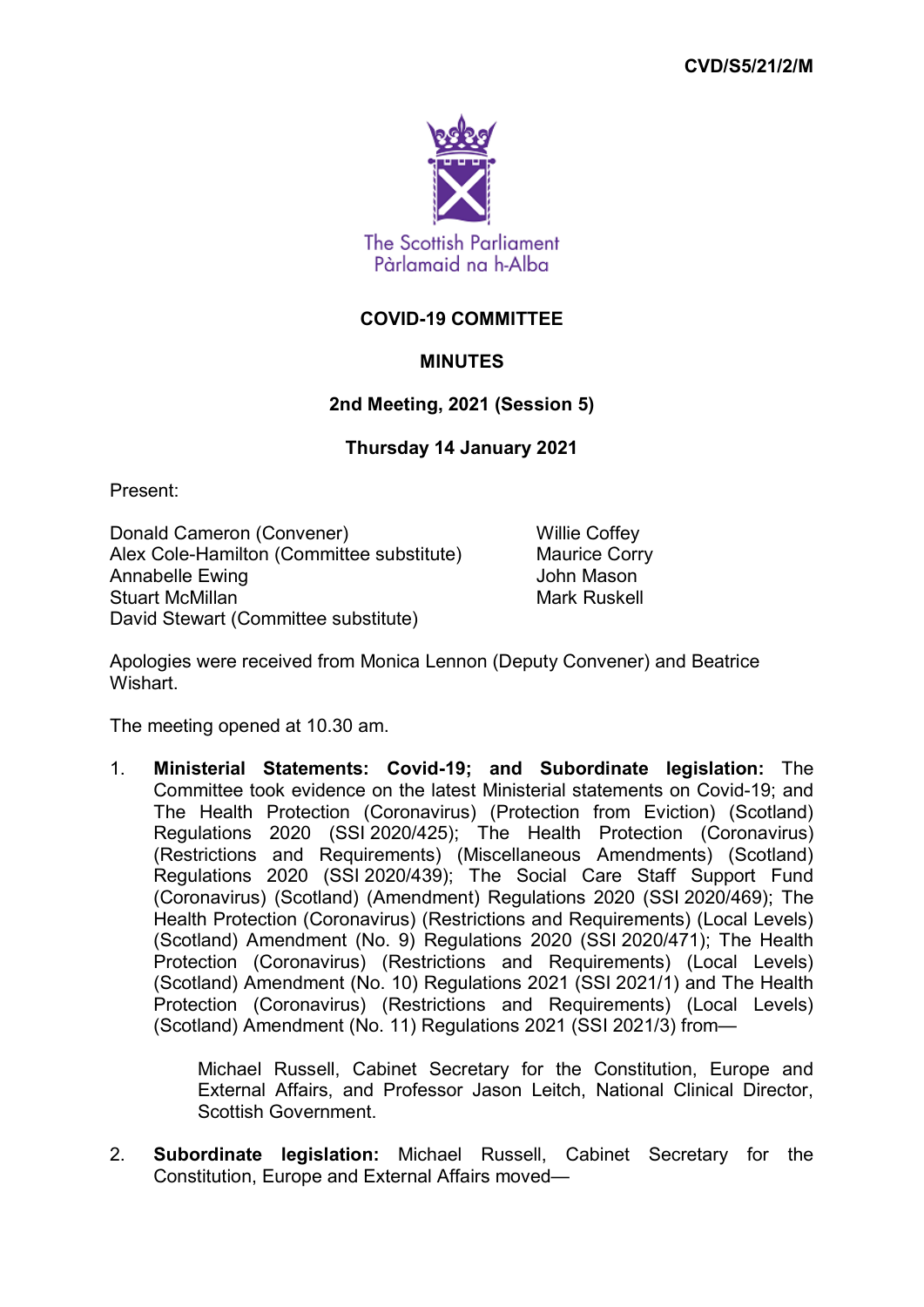CVD/S5/21/2/M

The Scottish Parliament
Pàrlamaid na h-Alba

# COVID-19 COMMITTEE

## MINUTES

### 2nd Meeting, 2021 (Session 5)

### Thursday 14 January 2021

Present:

Donald Cameron (Convener)
Alex Cole-Hamilton (Committee substitute)
Annabelle Ewing
Stuart McMillan
David Stewart (Committee substitute)
Willie Coffey
Maurice Corry
John Mason
Mark Ruskell

Apologies were received from Monica Lennon (Deputy Convener) and Beatrice Wishart.

The meeting opened at 10.30 am.

1. **Ministerial Statements: Covid-19; and Subordinate legislation:** The Committee took evidence on the latest Ministerial statements on Covid-19; and The Health Protection (Coronavirus) (Protection from Eviction) (Scotland) Regulations 2020 (SSI 2020/425); The Health Protection (Coronavirus) (Restrictions and Requirements) (Miscellaneous Amendments) (Scotland) Regulations 2020 (SSI 2020/439); The Social Care Staff Support Fund (Coronavirus) (Scotland) (Amendment) Regulations 2020 (SSI 2020/469); The Health Protection (Coronavirus) (Restrictions and Requirements) (Local Levels) (Scotland) Amendment (No. 9) Regulations 2020 (SSI 2020/471); The Health Protection (Coronavirus) (Restrictions and Requirements) (Local Levels) (Scotland) Amendment (No. 10) Regulations 2021 (SSI 2021/1) and The Health Protection (Coronavirus) (Restrictions and Requirements) (Local Levels) (Scotland) Amendment (No. 11) Regulations 2021 (SSI 2021/3) from—

   Michael Russell, Cabinet Secretary for the Constitution, Europe and External Affairs, and Professor Jason Leitch, National Clinical Director, Scottish Government.

2. **Subordinate legislation:** Michael Russell, Cabinet Secretary for the Constitution, Europe and External Affairs moved—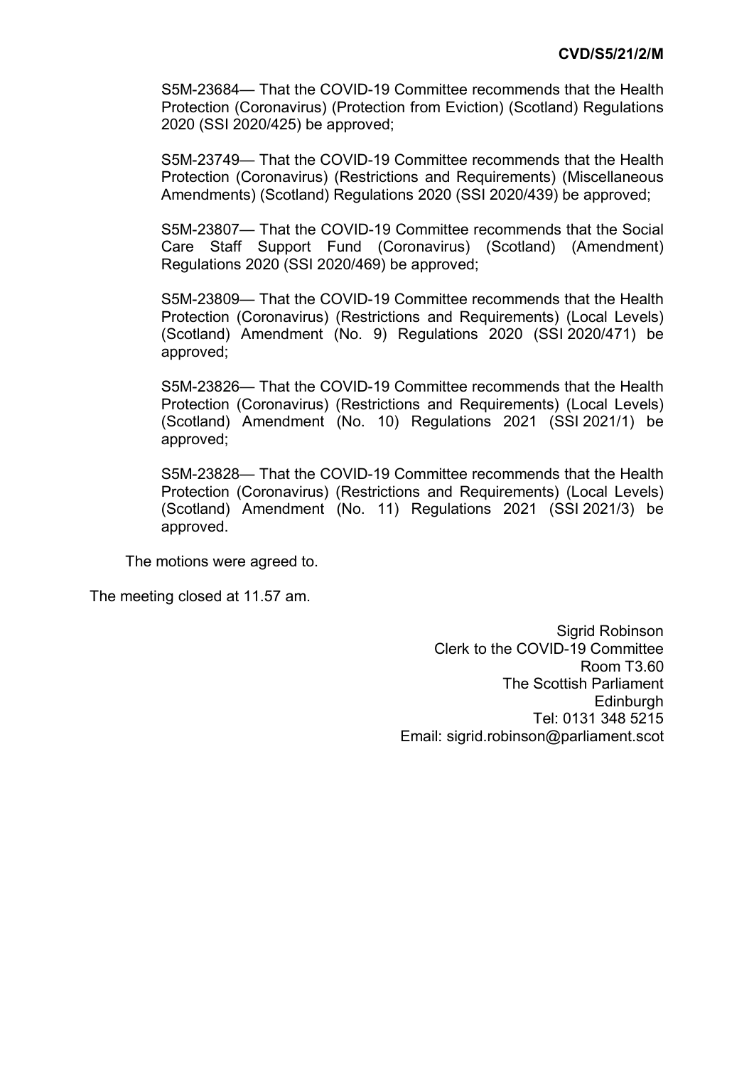S5M-23684— That the COVID-19 Committee recommends that the Health Protection (Coronavirus) (Protection from Eviction) (Scotland) Regulations 2020 (SSI 2020/425) be approved;

S5M-23749— That the COVID-19 Committee recommends that the Health Protection (Coronavirus) (Restrictions and Requirements) (Miscellaneous Amendments) (Scotland) Regulations 2020 (SSI 2020/439) be approved;

S5M-23807— That the COVID-19 Committee recommends that the Social Care Staff Support Fund (Coronavirus) (Scotland) (Amendment) Regulations 2020 (SSI 2020/469) be approved;

S5M-23809— That the COVID-19 Committee recommends that the Health Protection (Coronavirus) (Restrictions and Requirements) (Local Levels) (Scotland) Amendment (No. 9) Regulations 2020 (SSI 2020/471) be approved;

S5M-23826— That the COVID-19 Committee recommends that the Health Protection (Coronavirus) (Restrictions and Requirements) (Local Levels) (Scotland) Amendment (No. 10) Regulations 2021 (SSI 2021/1) be approved;

S5M-23828— That the COVID-19 Committee recommends that the Health Protection (Coronavirus) (Restrictions and Requirements) (Local Levels) (Scotland) Amendment (No. 11) Regulations 2021 (SSI 2021/3) be approved.

The motions were agreed to.

The meeting closed at 11.57 am.

Sigrid Robinson
Clerk to the COVID-19 Committee
Room T3.60
The Scottish Parliament
Edinburgh
Tel: 0131 348 5215
Email: sigrid.robinson@parliament.scot